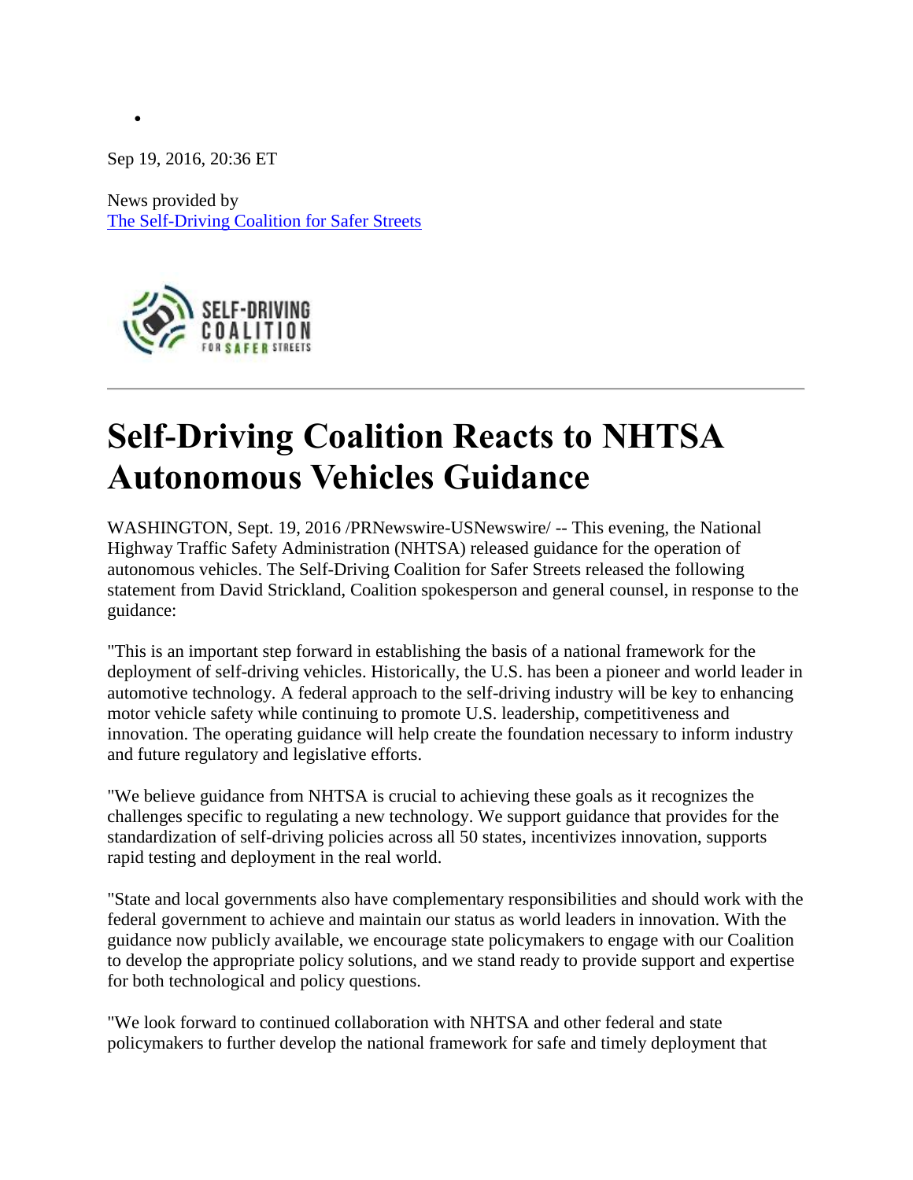•

Sep 19, 2016, 20:36 ET

News provided by
The Self-Driving Coalition for Safer Streets

# Self-Driving Coalition Reacts to NHTSA Autonomous Vehicles Guidance

WASHINGTON, Sept. 19, 2016 /PRNewswire-USNewswire/ -- This evening, the National Highway Traffic Safety Administration (NHTSA) released guidance for the operation of autonomous vehicles. The Self-Driving Coalition for Safer Streets released the following statement from David Strickland, Coalition spokesperson and general counsel, in response to the guidance:

"This is an important step forward in establishing the basis of a national framework for the deployment of self-driving vehicles. Historically, the U.S. has been a pioneer and world leader in automotive technology. A federal approach to the self-driving industry will be key to enhancing motor vehicle safety while continuing to promote U.S. leadership, competitiveness and innovation. The operating guidance will help create the foundation necessary to inform industry and future regulatory and legislative efforts.

"We believe guidance from NHTSA is crucial to achieving these goals as it recognizes the challenges specific to regulating a new technology. We support guidance that provides for the standardization of self-driving policies across all 50 states, incentivizes innovation, supports rapid testing and deployment in the real world.

"State and local governments also have complementary responsibilities and should work with the federal government to achieve and maintain our status as world leaders in innovation. With the guidance now publicly available, we encourage state policymakers to engage with our Coalition to develop the appropriate policy solutions, and we stand ready to provide support and expertise for both technological and policy questions.

"We look forward to continued collaboration with NHTSA and other federal and state policymakers to further develop the national framework for safe and timely deployment that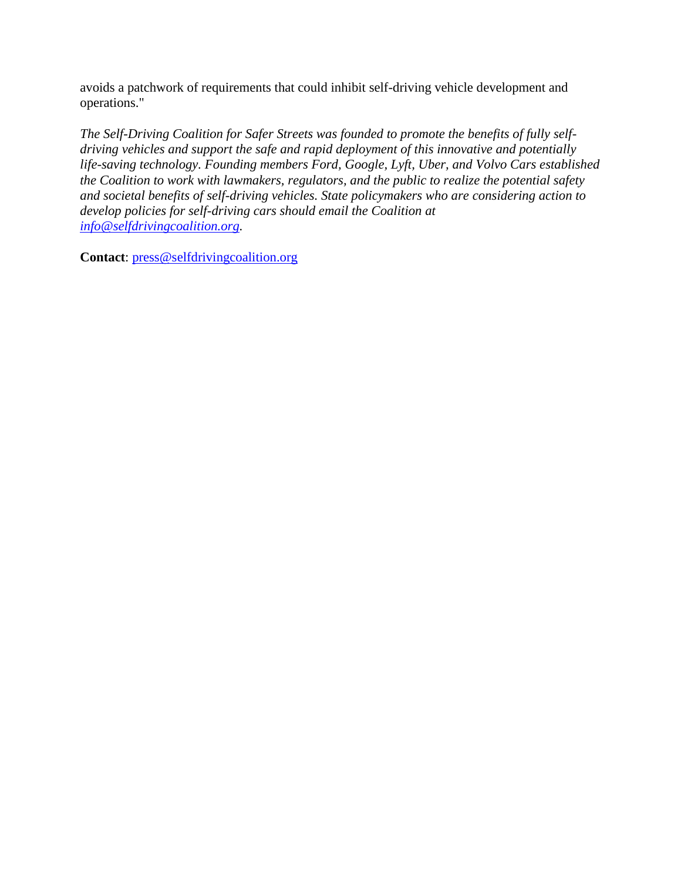avoids a patchwork of requirements that could inhibit self-driving vehicle development and operations."

*The Self-Driving Coalition for Safer Streets was founded to promote the benefits of fully self-driving vehicles and support the safe and rapid deployment of this innovative and potentially life-saving technology. Founding members Ford, Google, Lyft, Uber, and Volvo Cars established the Coalition to work with lawmakers, regulators, and the public to realize the potential safety and societal benefits of self-driving vehicles. State policymakers who are considering action to develop policies for self-driving cars should email the Coalition at [info@selfdrivingcoalition.org](mailto:info@selfdrivingcoalition.org).*

**Contact**: [press@selfdrivingcoalition.org](mailto:press@selfdrivingcoalition.org)